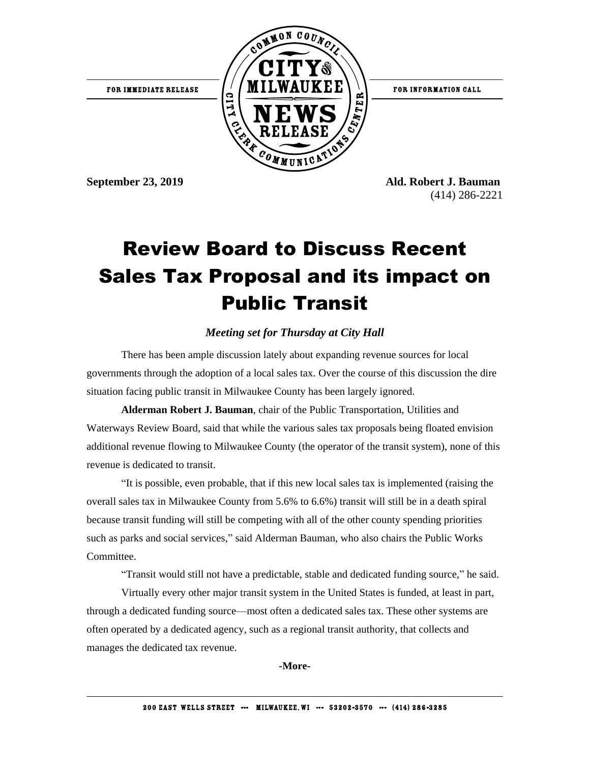FOR IMMEDIATE RELEASE

FOR INFORMATION CALL

**September 23, 2019**

**Ald. Robert J. Bauman**
(414) 286-2221

# Review Board to Discuss Recent Sales Tax Proposal and its impact on Public Transit

***Meeting set for Thursday at City Hall***

There has been ample discussion lately about expanding revenue sources for local governments through the adoption of a local sales tax. Over the course of this discussion the dire situation facing public transit in Milwaukee County has been largely ignored.

**Alderman Robert J. Bauman**, chair of the Public Transportation, Utilities and Waterways Review Board, said that while the various sales tax proposals being floated envision additional revenue flowing to Milwaukee County (the operator of the transit system), none of this revenue is dedicated to transit.

"It is possible, even probable, that if this new local sales tax is implemented (raising the overall sales tax in Milwaukee County from 5.6% to 6.6%) transit will still be in a death spiral because transit funding will still be competing with all of the other county spending priorities such as parks and social services," said Alderman Bauman, who also chairs the Public Works Committee.

"Transit would still not have a predictable, stable and dedicated funding source," he said.

Virtually every other major transit system in the United States is funded, at least in part, through a dedicated funding source—most often a dedicated sales tax. These other systems are often operated by a dedicated agency, such as a regional transit authority, that collects and manages the dedicated tax revenue.

**-More-**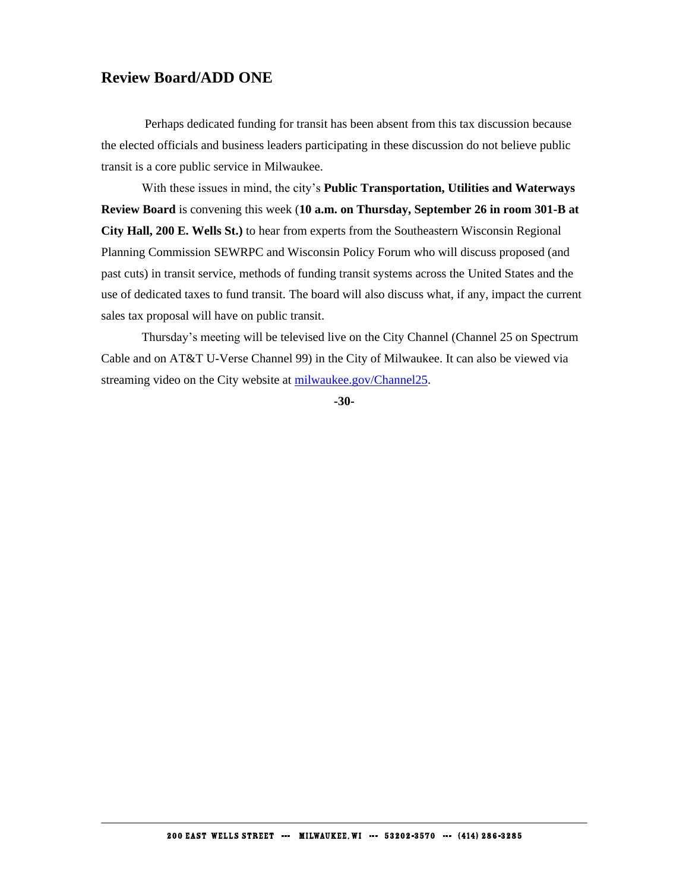## Review Board/ADD ONE

Perhaps dedicated funding for transit has been absent from this tax discussion because the elected officials and business leaders participating in these discussion do not believe public transit is a core public service in Milwaukee.

With these issues in mind, the city's **Public Transportation, Utilities and Waterways Review Board** is convening this week (**10 a.m. on Thursday, September 26 in room 301-B at City Hall, 200 E. Wells St.)** to hear from experts from the Southeastern Wisconsin Regional Planning Commission SEWRPC and Wisconsin Policy Forum who will discuss proposed (and past cuts) in transit service, methods of funding transit systems across the United States and the use of dedicated taxes to fund transit. The board will also discuss what, if any, impact the current sales tax proposal will have on public transit.

Thursday's meeting will be televised live on the City Channel (Channel 25 on Spectrum Cable and on AT&T U-Verse Channel 99) in the City of Milwaukee. It can also be viewed via streaming video on the City website at milwaukee.gov/Channel25.

**-30-**

200 EAST WELLS STREET --- MILWAUKEE, WI --- 53202-3570 --- (414) 286-3285